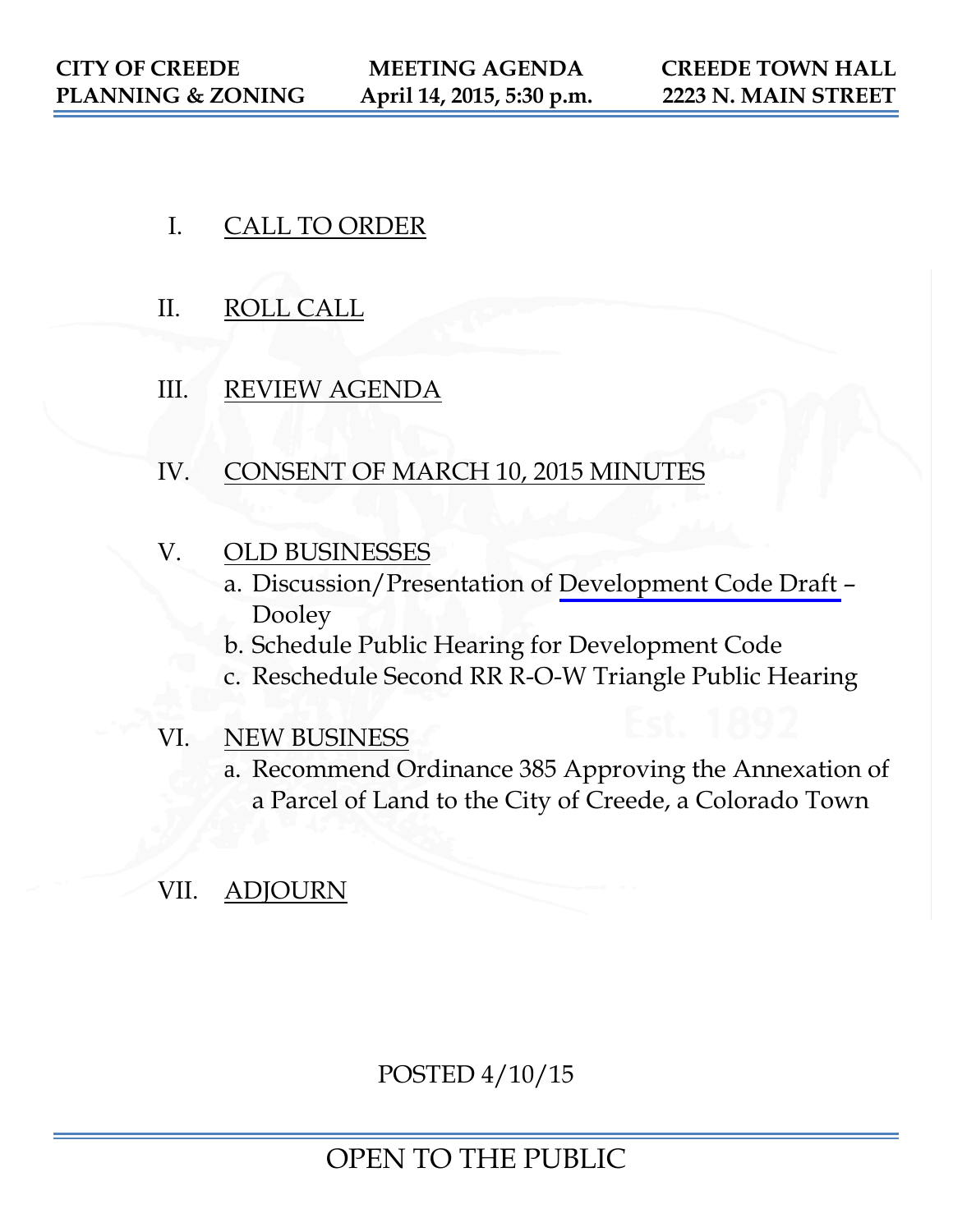**CITY OF CREEDE PLANNING & ZONING** | **MEETING AGENDA April 14, 2015, 5:30 p.m.** | **CREEDE TOWN HALL 2223 N. MAIN STREET**

I. CALL TO ORDER

II. ROLL CALL

III. REVIEW AGENDA

IV. CONSENT OF MARCH 10, 2015 MINUTES

V. OLD BUSINESSES

   a. Discussion/Presentation of Development Code Draft – Dooley

   b. Schedule Public Hearing for Development Code

   c. Reschedule Second RR R-O-W Triangle Public Hearing

VI. NEW BUSINESS

   a. Recommend Ordinance 385 Approving the Annexation of a Parcel of Land to the City of Creede, a Colorado Town

VII. ADJOURN

POSTED 4/10/15

OPEN TO THE PUBLIC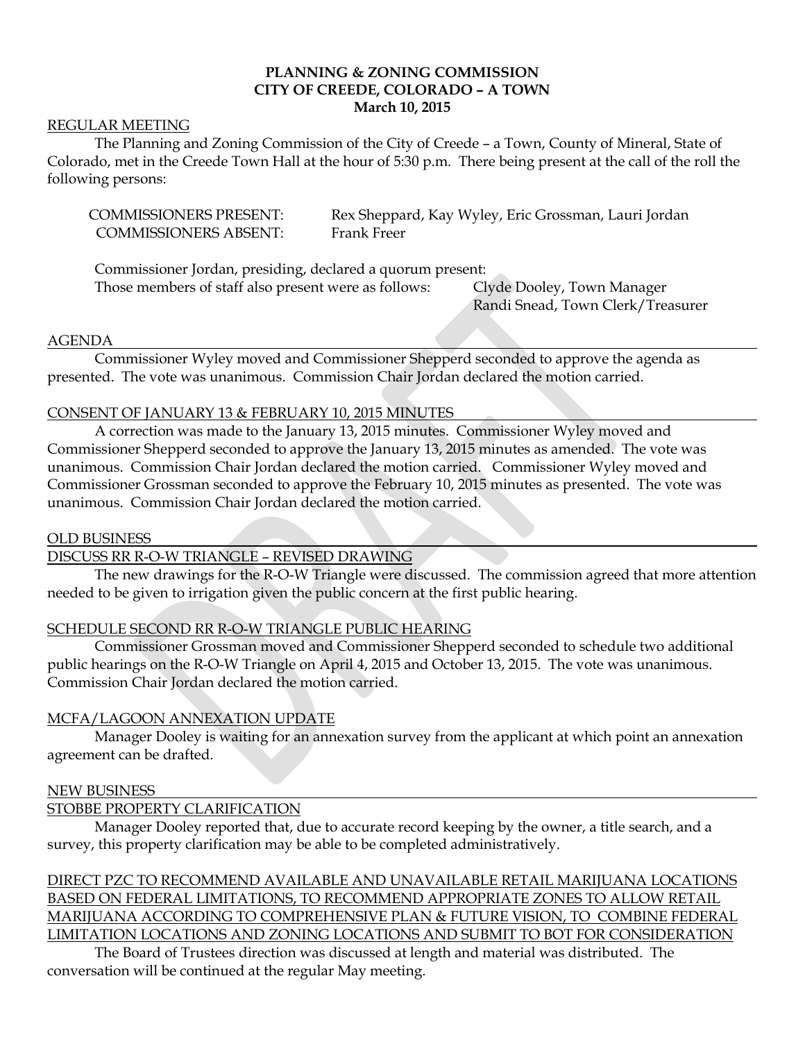**PLANNING & ZONING COMMISSION**
**CITY OF CREEDE, COLORADO – A TOWN**
**March 10, 2015**

REGULAR MEETING

The Planning and Zoning Commission of the City of Creede – a Town, County of Mineral, State of Colorado, met in the Creede Town Hall at the hour of 5:30 p.m. There being present at the call of the roll the following persons:

COMMISSIONERS PRESENT: Rex Sheppard, Kay Wyley, Eric Grossman, Lauri Jordan
COMMISSIONERS ABSENT: Frank Freer

Commissioner Jordan, presiding, declared a quorum present:
Those members of staff also present were as follows: Clyde Dooley, Town Manager
Randi Snead, Town Clerk/Treasurer

AGENDA

Commissioner Wyley moved and Commissioner Shepperd seconded to approve the agenda as presented. The vote was unanimous. Commission Chair Jordan declared the motion carried.

CONSENT OF JANUARY 13 & FEBRUARY 10, 2015 MINUTES

A correction was made to the January 13, 2015 minutes. Commissioner Wyley moved and Commissioner Shepperd seconded to approve the January 13, 2015 minutes as amended. The vote was unanimous. Commission Chair Jordan declared the motion carried. Commissioner Wyley moved and Commissioner Grossman seconded to approve the February 10, 2015 minutes as presented. The vote was unanimous. Commission Chair Jordan declared the motion carried.

OLD BUSINESS

DISCUSS RR R-O-W TRIANGLE – REVISED DRAWING

The new drawings for the R-O-W Triangle were discussed. The commission agreed that more attention needed to be given to irrigation given the public concern at the first public hearing.

SCHEDULE SECOND RR R-O-W TRIANGLE PUBLIC HEARING

Commissioner Grossman moved and Commissioner Shepperd seconded to schedule two additional public hearings on the R-O-W Triangle on April 4, 2015 and October 13, 2015. The vote was unanimous. Commission Chair Jordan declared the motion carried.

MCFA/LAGOON ANNEXATION UPDATE

Manager Dooley is waiting for an annexation survey from the applicant at which point an annexation agreement can be drafted.

NEW BUSINESS

STOBBE PROPERTY CLARIFICATION

Manager Dooley reported that, due to accurate record keeping by the owner, a title search, and a survey, this property clarification may be able to be completed administratively.

DIRECT PZC TO RECOMMEND AVAILABLE AND UNAVAILABLE RETAIL MARIJUANA LOCATIONS BASED ON FEDERAL LIMITATIONS, TO RECOMMEND APPROPRIATE ZONES TO ALLOW RETAIL MARIJUANA ACCORDING TO COMPREHENSIVE PLAN & FUTURE VISION, TO COMBINE FEDERAL LIMITATION LOCATIONS AND ZONING LOCATIONS AND SUBMIT TO BOT FOR CONSIDERATION

The Board of Trustees direction was discussed at length and material was distributed. The conversation will be continued at the regular May meeting.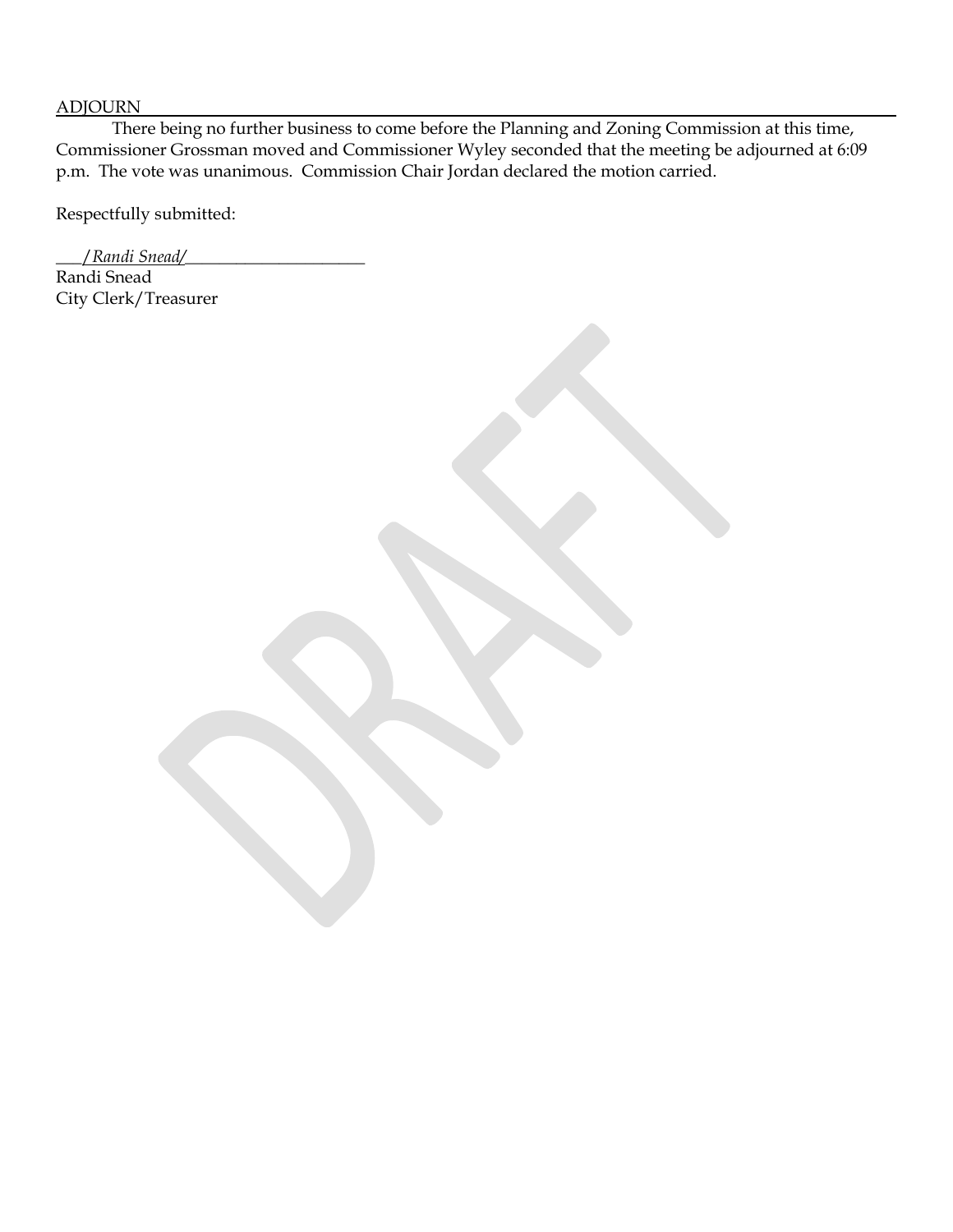## ADJOURN

There being no further business to come before the Planning and Zoning Commission at this time, Commissioner Grossman moved and Commissioner Wyley seconded that the meeting be adjourned at 6:09 p.m. The vote was unanimous. Commission Chair Jordan declared the motion carried.

Respectfully submitted:

___*/Randi Snead/*______________________

Randi Snead

City Clerk/Treasurer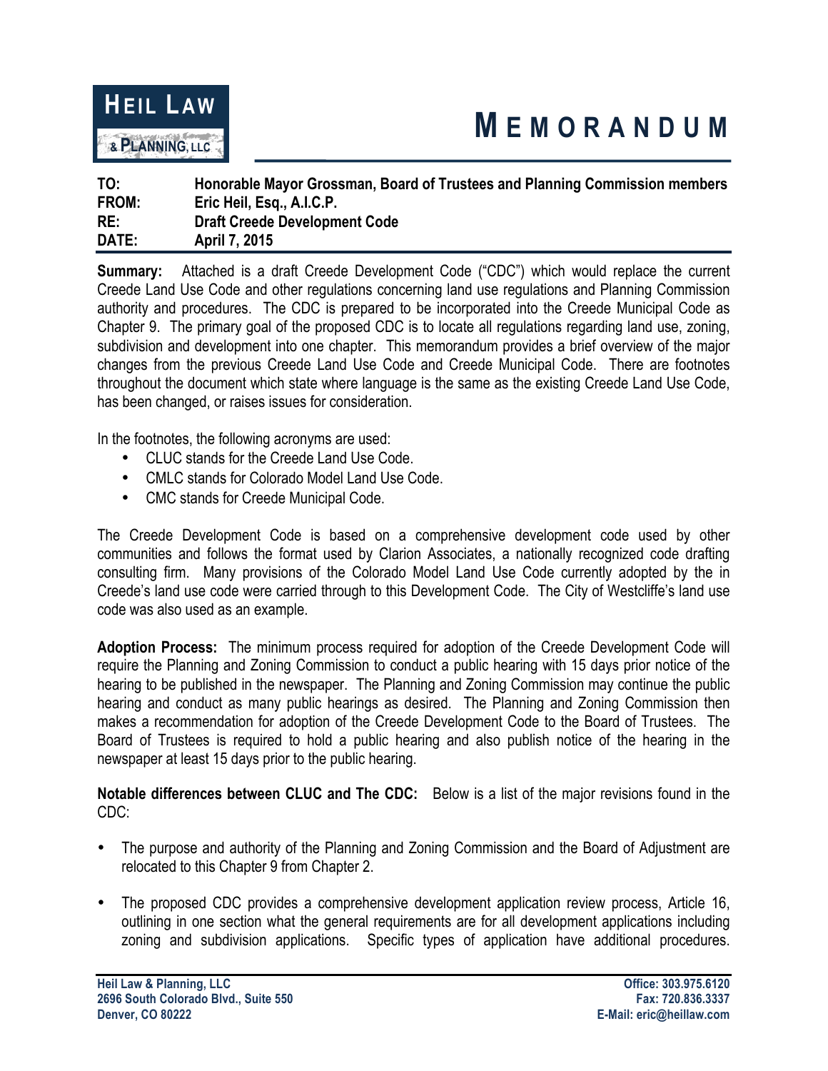**HEIL LAW & PLANNING, LLC**

# MEMORANDUM

| | |
|---|---|
| **TO:** | **Honorable Mayor Grossman, Board of Trustees and Planning Commission members** |
| **FROM:** | **Eric Heil, Esq., A.I.C.P.** |
| **RE:** | **Draft Creede Development Code** |
| **DATE:** | **April 7, 2015** |

**Summary:** Attached is a draft Creede Development Code ("CDC") which would replace the current Creede Land Use Code and other regulations concerning land use regulations and Planning Commission authority and procedures. The CDC is prepared to be incorporated into the Creede Municipal Code as Chapter 9. The primary goal of the proposed CDC is to locate all regulations regarding land use, zoning, subdivision and development into one chapter. This memorandum provides a brief overview of the major changes from the previous Creede Land Use Code and Creede Municipal Code. There are footnotes throughout the document which state where language is the same as the existing Creede Land Use Code, has been changed, or raises issues for consideration.

In the footnotes, the following acronyms are used:

- CLUC stands for the Creede Land Use Code.
- CMLC stands for Colorado Model Land Use Code.
- CMC stands for Creede Municipal Code.

The Creede Development Code is based on a comprehensive development code used by other communities and follows the format used by Clarion Associates, a nationally recognized code drafting consulting firm. Many provisions of the Colorado Model Land Use Code currently adopted by the in Creede's land use code were carried through to this Development Code. The City of Westcliffe's land use code was also used as an example.

**Adoption Process:** The minimum process required for adoption of the Creede Development Code will require the Planning and Zoning Commission to conduct a public hearing with 15 days prior notice of the hearing to be published in the newspaper. The Planning and Zoning Commission may continue the public hearing and conduct as many public hearings as desired. The Planning and Zoning Commission then makes a recommendation for adoption of the Creede Development Code to the Board of Trustees. The Board of Trustees is required to hold a public hearing and also publish notice of the hearing in the newspaper at least 15 days prior to the public hearing.

**Notable differences between CLUC and The CDC:** Below is a list of the major revisions found in the CDC:

- The purpose and authority of the Planning and Zoning Commission and the Board of Adjustment are relocated to this Chapter 9 from Chapter 2.

- The proposed CDC provides a comprehensive development application review process, Article 16, outlining in one section what the general requirements are for all development applications including zoning and subdivision applications. Specific types of application have additional procedures.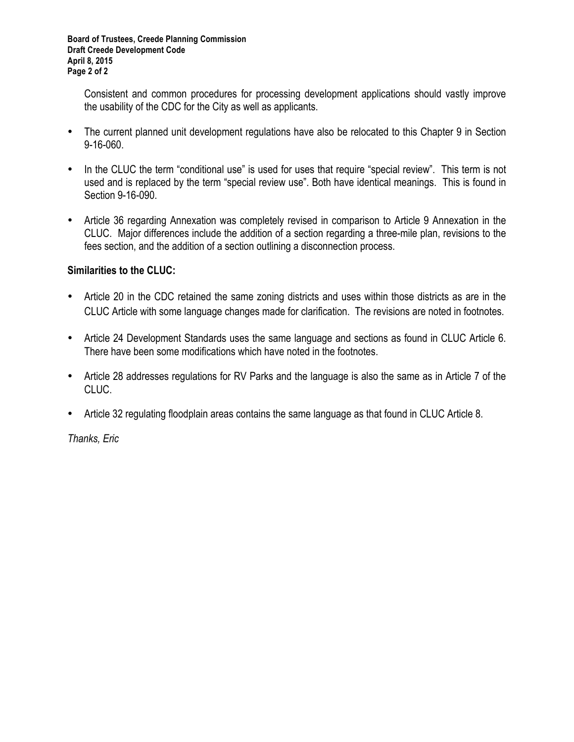Consistent and common procedures for processing development applications should vastly improve the usability of the CDC for the City as well as applicants.

- The current planned unit development regulations have also be relocated to this Chapter 9 in Section 9-16-060.
- In the CLUC the term "conditional use" is used for uses that require "special review". This term is not used and is replaced by the term "special review use". Both have identical meanings. This is found in Section 9-16-090.
- Article 36 regarding Annexation was completely revised in comparison to Article 9 Annexation in the CLUC. Major differences include the addition of a section regarding a three-mile plan, revisions to the fees section, and the addition of a section outlining a disconnection process.

**Similarities to the CLUC:**

- Article 20 in the CDC retained the same zoning districts and uses within those districts as are in the CLUC Article with some language changes made for clarification. The revisions are noted in footnotes.
- Article 24 Development Standards uses the same language and sections as found in CLUC Article 6. There have been some modifications which have noted in the footnotes.
- Article 28 addresses regulations for RV Parks and the language is also the same as in Article 7 of the CLUC.
- Article 32 regulating floodplain areas contains the same language as that found in CLUC Article 8.

*Thanks, Eric*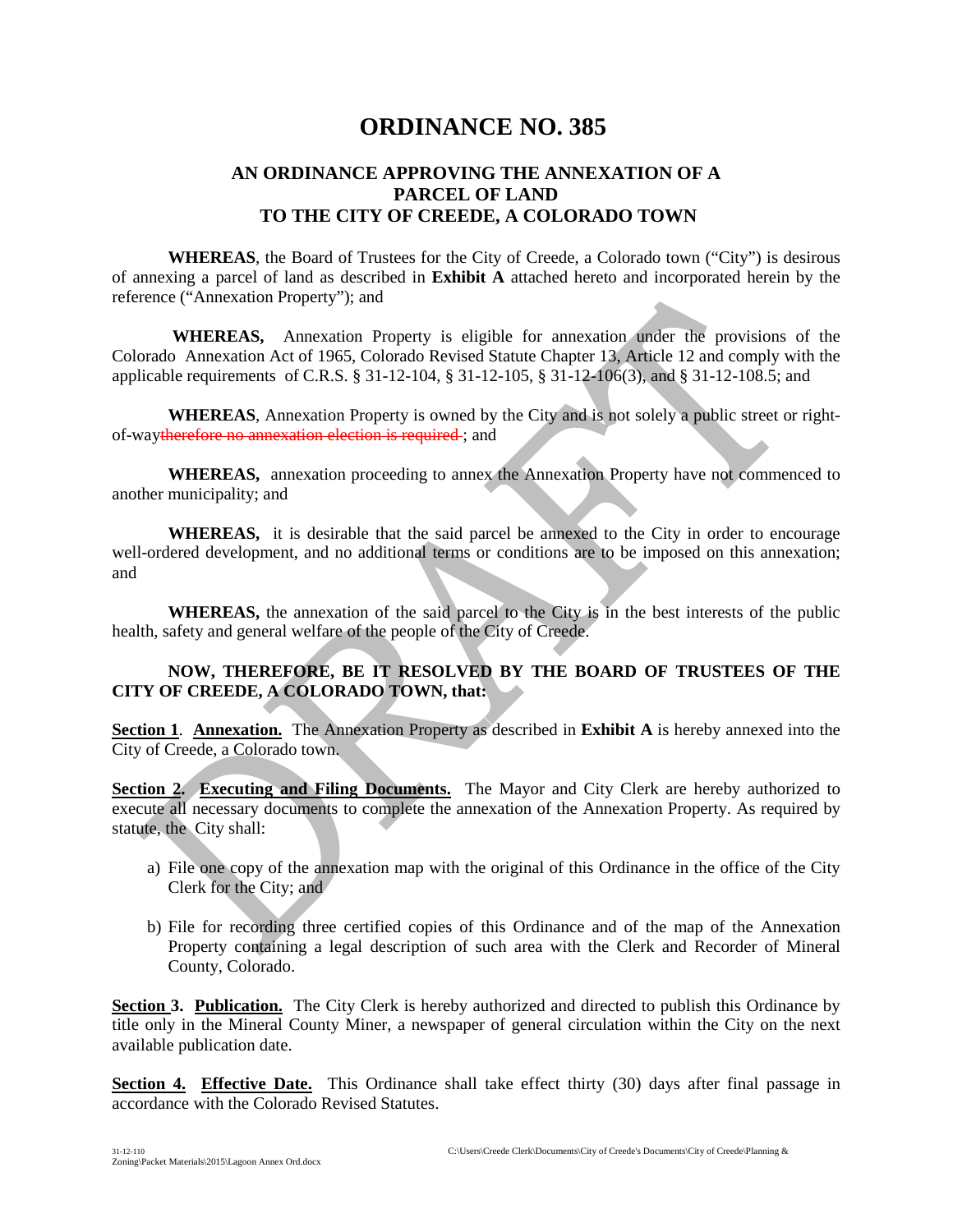# ORDINANCE NO. 385

## AN ORDINANCE APPROVING THE ANNEXATION OF A PARCEL OF LAND TO THE CITY OF CREEDE, A COLORADO TOWN

**WHEREAS**, the Board of Trustees for the City of Creede, a Colorado town ("City") is desirous of annexing a parcel of land as described in **Exhibit A** attached hereto and incorporated herein by the reference ("Annexation Property"); and

**WHEREAS,** Annexation Property is eligible for annexation under the provisions of the Colorado Annexation Act of 1965, Colorado Revised Statute Chapter 13, Article 12 and comply with the applicable requirements of C.R.S. § 31-12-104, § 31-12-105, § 31-12-106(3), and § 31-12-108.5; and

**WHEREAS**, Annexation Property is owned by the City and is not solely a public street or right-of-way~~therefore no annexation election is required~~ ; and

**WHEREAS,** annexation proceeding to annex the Annexation Property have not commenced to another municipality; and

**WHEREAS,** it is desirable that the said parcel be annexed to the City in order to encourage well-ordered development, and no additional terms or conditions are to be imposed on this annexation; and

**WHEREAS,** the annexation of the said parcel to the City is in the best interests of the public health, safety and general welfare of the people of the City of Creede.

**NOW, THEREFORE, BE IT RESOLVED BY THE BOARD OF TRUSTEES OF THE CITY OF CREEDE, A COLORADO TOWN, that:**

**Section 1**. **Annexation.** The Annexation Property as described in **Exhibit A** is hereby annexed into the City of Creede, a Colorado town.

**Section 2. Executing and Filing Documents.** The Mayor and City Clerk are hereby authorized to execute all necessary documents to complete the annexation of the Annexation Property. As required by statute, the City shall:

a) File one copy of the annexation map with the original of this Ordinance in the office of the City Clerk for the City; and

b) File for recording three certified copies of this Ordinance and of the map of the Annexation Property containing a legal description of such area with the Clerk and Recorder of Mineral County, Colorado.

**Section 3. Publication.** The City Clerk is hereby authorized and directed to publish this Ordinance by title only in the Mineral County Miner, a newspaper of general circulation within the City on the next available publication date.

**Section 4. Effective Date.** This Ordinance shall take effect thirty (30) days after final passage in accordance with the Colorado Revised Statutes.

31-12-110 C:\Users\Creede Clerk\Documents\City of Creede's Documents\City of Creede\Planning & Zoning\Packet Materials\2015\Lagoon Annex Ord.docx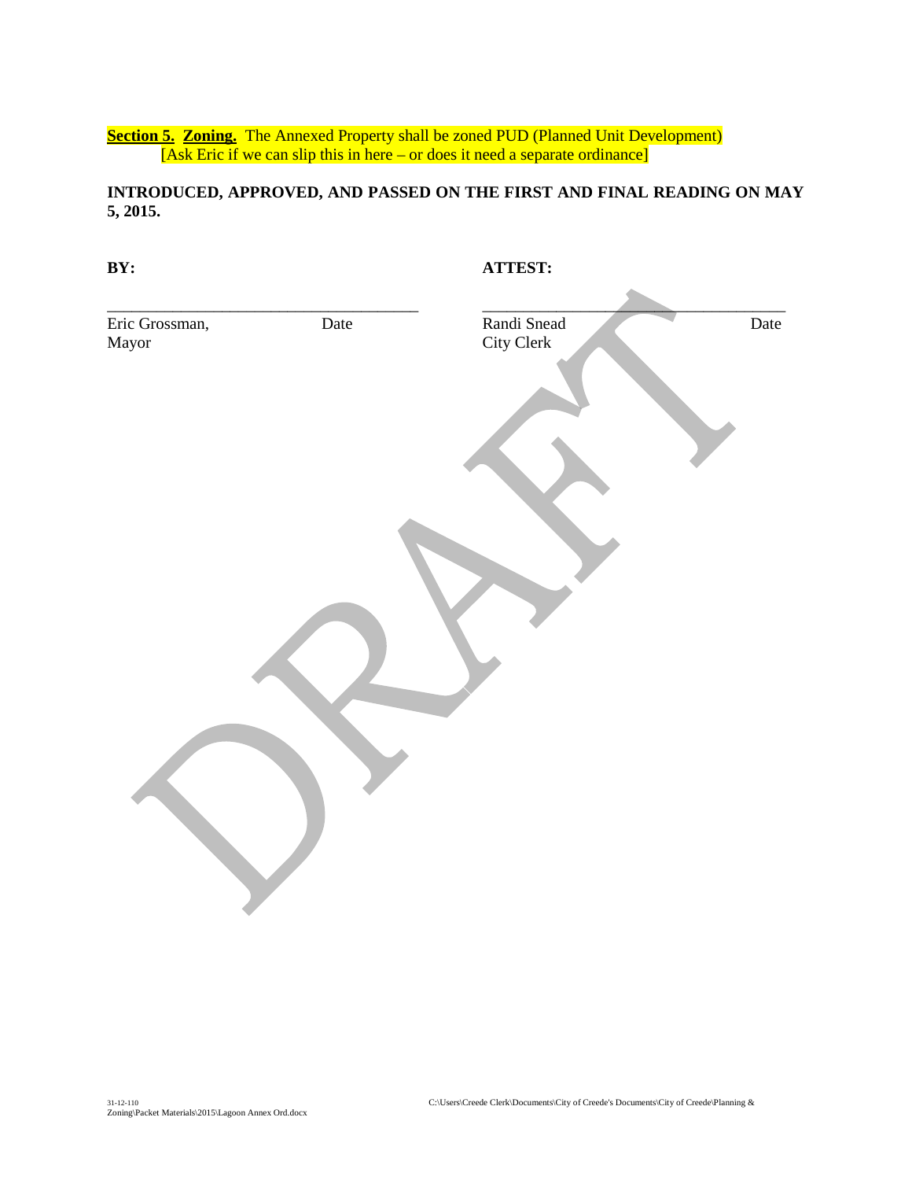**Section 5. Zoning.** The Annexed Property shall be zoned PUD (Planned Unit Development) [Ask Eric if we can slip this in here – or does it need a separate ordinance]

**INTRODUCED, APPROVED, AND PASSED ON THE FIRST AND FINAL READING ON MAY 5, 2015.**

**BY:**

\_\_\_\_\_\_\_\_\_\_\_\_\_\_\_\_\_\_\_\_\_\_\_\_\_\_\_\_\_\_\_\_\_\_\_\_\_\_\_\_

Eric Grossman, Date
Mayor

**ATTEST:**

\_\_\_\_\_\_\_\_\_\_\_\_\_\_\_\_\_\_\_\_\_\_\_\_\_\_\_\_\_\_\_\_\_\_\_\_\_\_\_\_

Randi Snead Date
City Clerk

DRAFT

31-12-110
C:\Users\Creede Clerk\Documents\City of Creede's Documents\City of Creede\Planning & Zoning\Packet Materials\2015\Lagoon Annex Ord.docx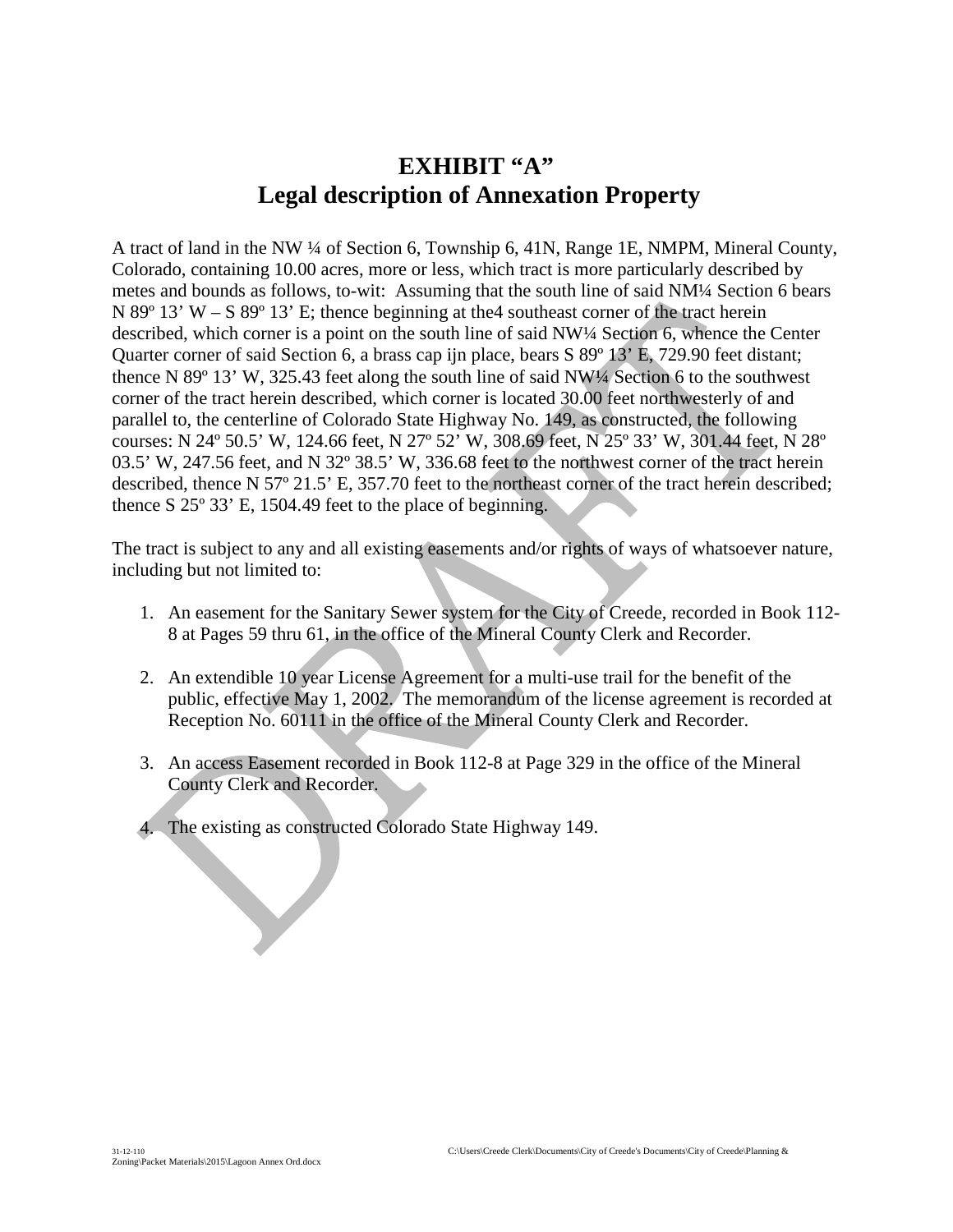# EXHIBIT "A"
# Legal description of Annexation Property

A tract of land in the NW ¼ of Section 6, Township 6, 41N, Range 1E, NMPM, Mineral County, Colorado, containing 10.00 acres, more or less, which tract is more particularly described by metes and bounds as follows, to-wit: Assuming that the south line of said NM¼ Section 6 bears N 89º 13' W – S 89º 13' E; thence beginning at the4 southeast corner of the tract herein described, which corner is a point on the south line of said NW¼ Section 6, whence the Center Quarter corner of said Section 6, a brass cap ijn place, bears S 89º 13' E, 729.90 feet distant; thence N 89º 13' W, 325.43 feet along the south line of said NW¼ Section 6 to the southwest corner of the tract herein described, which corner is located 30.00 feet northwesterly of and parallel to, the centerline of Colorado State Highway No. 149, as constructed, the following courses: N 24º 50.5' W, 124.66 feet, N 27º 52' W, 308.69 feet, N 25º 33' W, 301.44 feet, N 28º 03.5' W, 247.56 feet, and N 32º 38.5' W, 336.68 feet to the northwest corner of the tract herein described, thence N 57º 21.5' E, 357.70 feet to the northeast corner of the tract herein described; thence S 25º 33' E, 1504.49 feet to the place of beginning.

The tract is subject to any and all existing easements and/or rights of ways of whatsoever nature, including but not limited to:

1. An easement for the Sanitary Sewer system for the City of Creede, recorded in Book 112-8 at Pages 59 thru 61, in the office of the Mineral County Clerk and Recorder.

2. An extendible 10 year License Agreement for a multi-use trail for the benefit of the public, effective May 1, 2002. The memorandum of the license agreement is recorded at Reception No. 60111 in the office of the Mineral County Clerk and Recorder.

3. An access Easement recorded in Book 112-8 at Page 329 in the office of the Mineral County Clerk and Recorder.

4. The existing as constructed Colorado State Highway 149.

DRAFT

31-12-110 C:\Users\Creede Clerk\Documents\City of Creede's Documents\City of Creede\Planning & Zoning\Packet Materials\2015\Lagoon Annex Ord.docx